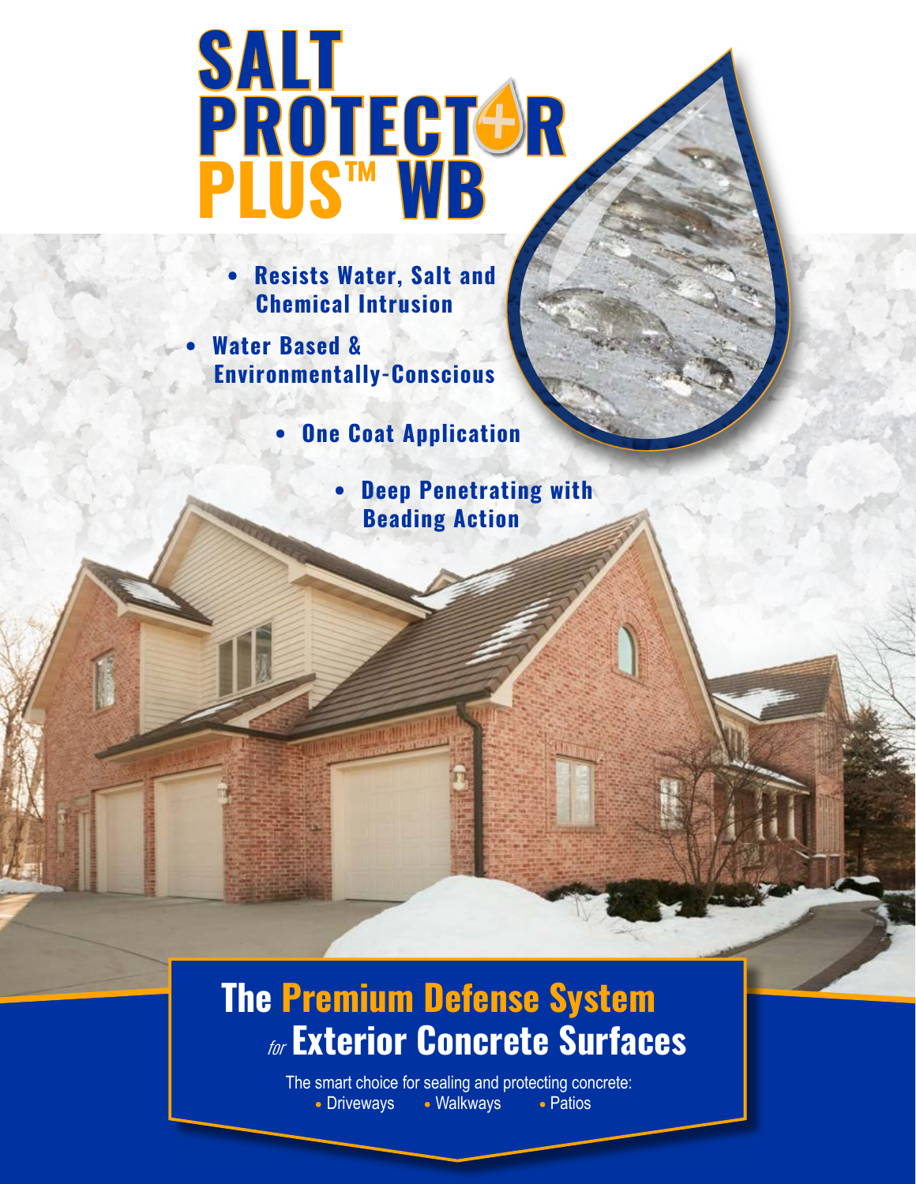# SALT PROTECTOR PLUS™ WB

- Resists Water, Salt and Chemical Intrusion
- Water Based & Environmentally-Conscious
- One Coat Application
- Deep Penetrating with Beading Action

## The Premium Defense System *for* Exterior Concrete Surfaces

The smart choice for sealing and protecting concrete:

- Driveways
- Walkways
- Patios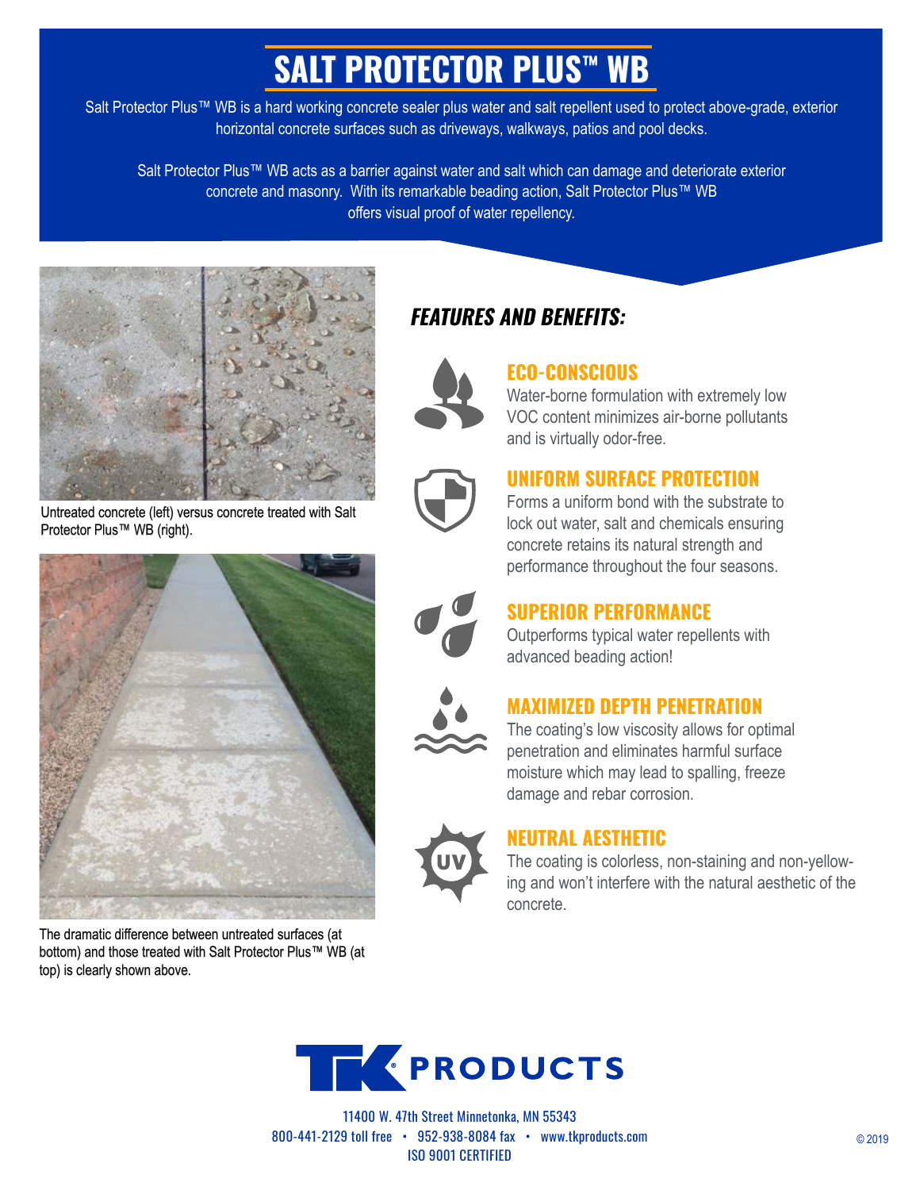# SALT PROTECTOR PLUS™ WB

Salt Protector Plus™ WB is a hard working concrete sealer plus water and salt repellent used to protect above-grade, exterior horizontal concrete surfaces such as driveways, walkways, patios and pool decks.

Salt Protector Plus™ WB acts as a barrier against water and salt which can damage and deteriorate exterior concrete and masonry. With its remarkable beading action, Salt Protector Plus™ WB offers visual proof of water repellency.

Untreated concrete (left) versus concrete treated with Salt Protector Plus™ WB (right).

The dramatic difference between untreated surfaces (at bottom) and those treated with Salt Protector Plus™ WB (at top) is clearly shown above.

## *FEATURES AND BENEFITS:*

### ECO-CONSCIOUS

Water-borne formulation with extremely low VOC content minimizes air-borne pollutants and is virtually odor-free.

### UNIFORM SURFACE PROTECTION

Forms a uniform bond with the substrate to lock out water, salt and chemicals ensuring concrete retains its natural strength and performance throughout the four seasons.

### SUPERIOR PERFORMANCE

Outperforms typical water repellents with advanced beading action!

### MAXIMIZED DEPTH PENETRATION

The coating's low viscosity allows for optimal penetration and eliminates harmful surface moisture which may lead to spalling, freeze damage and rebar corrosion.

### NEUTRAL AESTHETIC

The coating is colorless, non-staining and non-yellowing and won't interfere with the natural aesthetic of the concrete.

TK PRODUCTS

11400 W. 47th Street Minnetonka, MN 55343
800-441-2129 toll free • 952-938-8084 fax • www.tkproducts.com
ISO 9001 CERTIFIED

© 2019